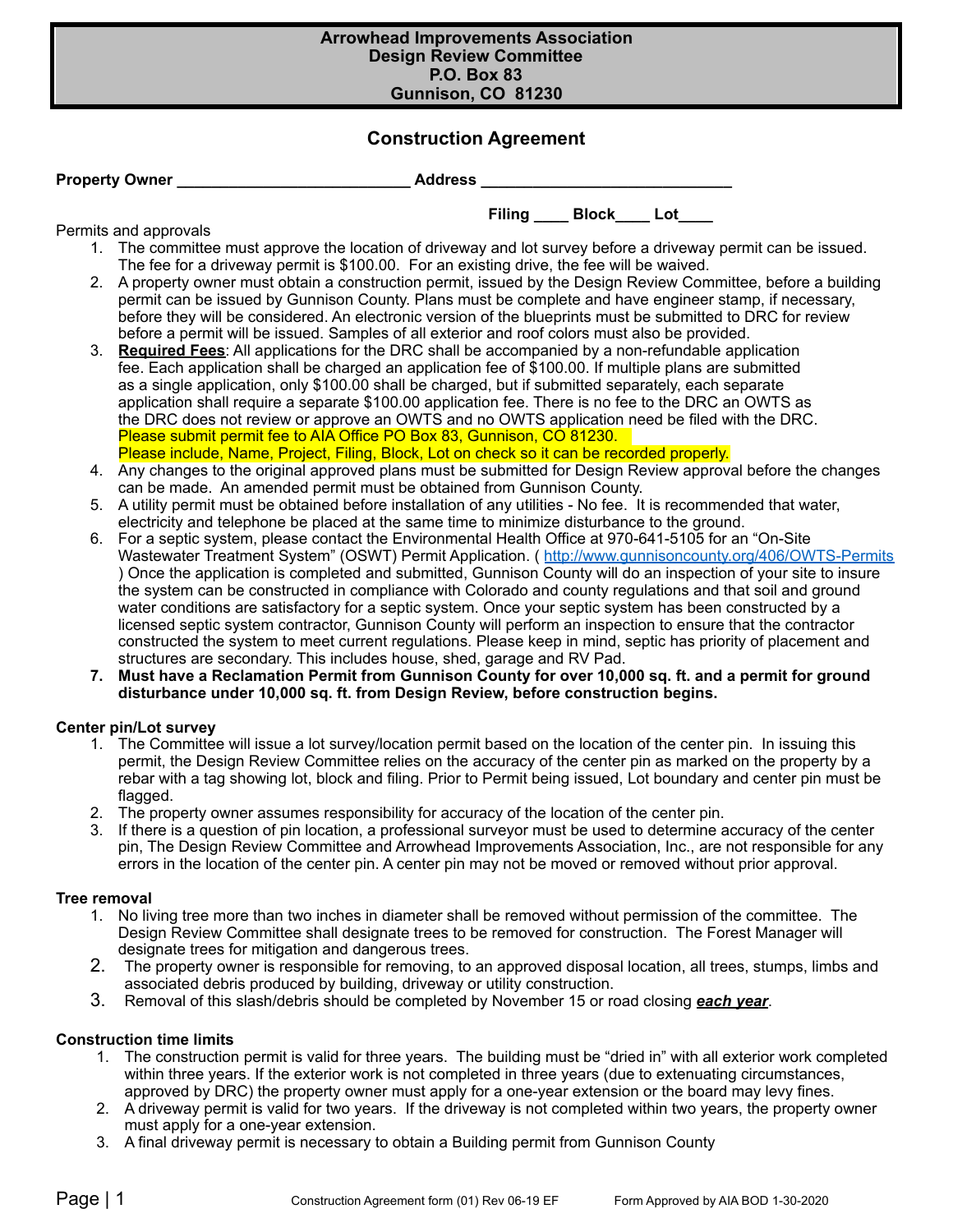**Arrowhead Improvements Association**
**Design Review Committee**
**P.O. Box 83**
**Gunnison, CO 81230**

# Construction Agreement

**Property Owner** ___________________________ **Address** _____________________________

**Filing** ____ **Block**____ **Lot**____

Permits and approvals

1. The committee must approve the location of driveway and lot survey before a driveway permit can be issued. The fee for a driveway permit is $100.00. For an existing drive, the fee will be waived.
2. A property owner must obtain a construction permit, issued by the Design Review Committee, before a building permit can be issued by Gunnison County. Plans must be complete and have engineer stamp, if necessary, before they will be considered. An electronic version of the blueprints must be submitted to DRC for review before a permit will be issued. Samples of all exterior and roof colors must also be provided.
3. **Required Fees**: All applications for the DRC shall be accompanied by a non-refundable application fee. Each application shall be charged an application fee of $100.00. If multiple plans are submitted as a single application, only $100.00 shall be charged, but if submitted separately, each separate application shall require a separate $100.00 application fee. There is no fee to the DRC an OWTS as the DRC does not review or approve an OWTS and no OWTS application need be filed with the DRC. Please submit permit fee to AIA Office PO Box 83, Gunnison, CO 81230. Please include, Name, Project, Filing, Block, Lot on check so it can be recorded properly.
4. Any changes to the original approved plans must be submitted for Design Review approval before the changes can be made. An amended permit must be obtained from Gunnison County.
5. A utility permit must be obtained before installation of any utilities - No fee. It is recommended that water, electricity and telephone be placed at the same time to minimize disturbance to the ground.
6. For a septic system, please contact the Environmental Health Office at 970-641-5105 for an "On-Site Wastewater Treatment System" (OSWT) Permit Application. ( http://www.gunnisoncounty.org/406/OWTS-Permits ) Once the application is completed and submitted, Gunnison County will do an inspection of your site to insure the system can be constructed in compliance with Colorado and county regulations and that soil and ground water conditions are satisfactory for a septic system. Once your septic system has been constructed by a licensed septic system contractor, Gunnison County will perform an inspection to ensure that the contractor constructed the system to meet current regulations. Please keep in mind, septic has priority of placement and structures are secondary. This includes house, shed, garage and RV Pad.
7. **Must have a Reclamation Permit from Gunnison County for over 10,000 sq. ft. and a permit for ground disturbance under 10,000 sq. ft. from Design Review, before construction begins.**

**Center pin/Lot survey**

1. The Committee will issue a lot survey/location permit based on the location of the center pin. In issuing this permit, the Design Review Committee relies on the accuracy of the center pin as marked on the property by a rebar with a tag showing lot, block and filing. Prior to Permit being issued, Lot boundary and center pin must be flagged.
2. The property owner assumes responsibility for accuracy of the location of the center pin.
3. If there is a question of pin location, a professional surveyor must be used to determine accuracy of the center pin, The Design Review Committee and Arrowhead Improvements Association, Inc., are not responsible for any errors in the location of the center pin. A center pin may not be moved or removed without prior approval.

**Tree removal**

1. No living tree more than two inches in diameter shall be removed without permission of the committee. The Design Review Committee shall designate trees to be removed for construction. The Forest Manager will designate trees for mitigation and dangerous trees.
2. The property owner is responsible for removing, to an approved disposal location, all trees, stumps, limbs and associated debris produced by building, driveway or utility construction.
3. Removal of this slash/debris should be completed by November 15 or road closing ***each year***.

**Construction time limits**

1. The construction permit is valid for three years. The building must be "dried in" with all exterior work completed within three years. If the exterior work is not completed in three years (due to extenuating circumstances, approved by DRC) the property owner must apply for a one-year extension or the board may levy fines.
2. A driveway permit is valid for two years. If the driveway is not completed within two years, the property owner must apply for a one-year extension.
3. A final driveway permit is necessary to obtain a Building permit from Gunnison County

Construction Agreement form (01) Rev 06-19 EF    Form Approved by AIA BOD 1-30-2020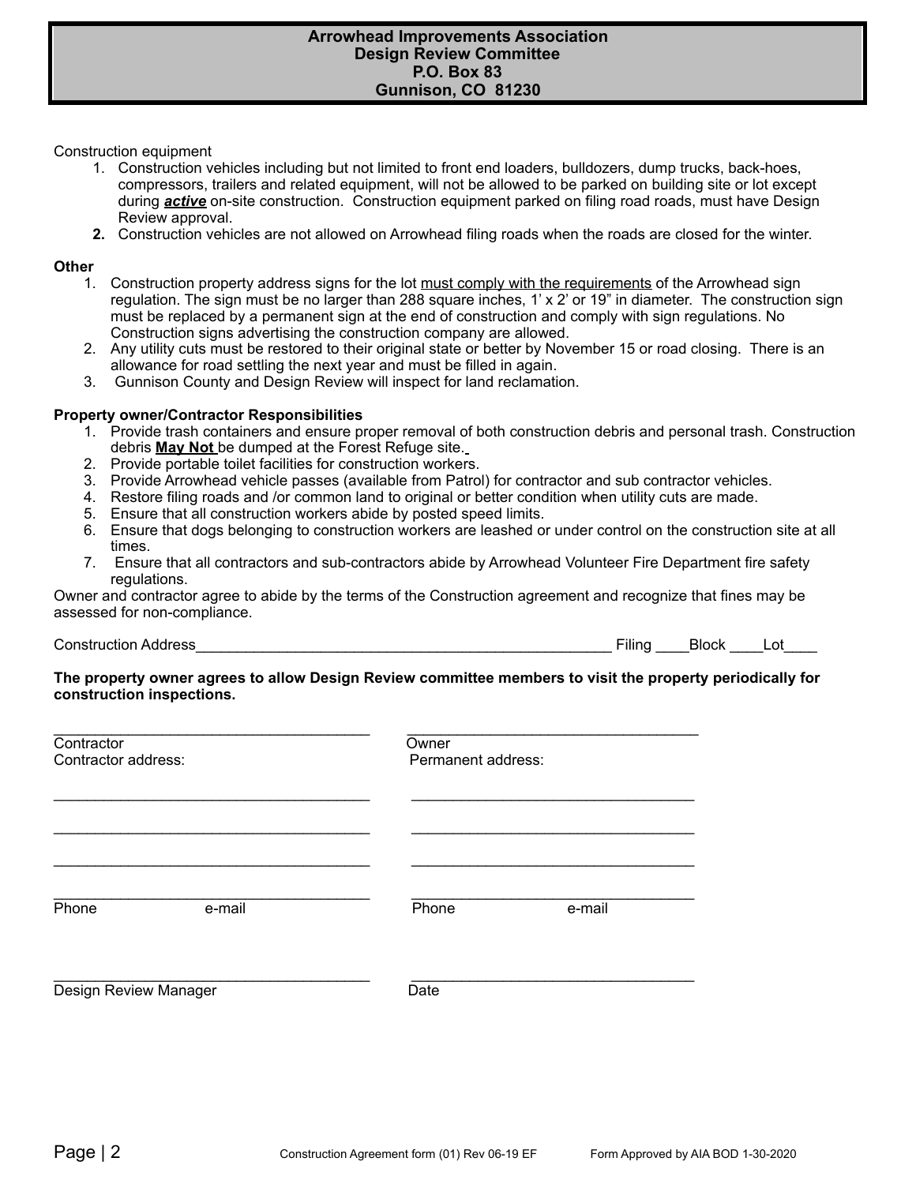**Arrowhead Improvements Association**
**Design Review Committee**
**P.O. Box 83**
**Gunnison, CO 81230**

Construction equipment

1. Construction vehicles including but not limited to front end loaders, bulldozers, dump trucks, back-hoes, compressors, trailers and related equipment, will not be allowed to be parked on building site or lot except during ***active*** on-site construction. Construction equipment parked on filing road roads, must have Design Review approval.
2. Construction vehicles are not allowed on Arrowhead filing roads when the roads are closed for the winter.

**Other**

1. Construction property address signs for the lot must comply with the requirements of the Arrowhead sign regulation. The sign must be no larger than 288 square inches, 1' x 2' or 19" in diameter. The construction sign must be replaced by a permanent sign at the end of construction and comply with sign regulations. No Construction signs advertising the construction company are allowed.
2. Any utility cuts must be restored to their original state or better by November 15 or road closing. There is an allowance for road settling the next year and must be filled in again.
3. Gunnison County and Design Review will inspect for land reclamation.

**Property owner/Contractor Responsibilities**

1. Provide trash containers and ensure proper removal of both construction debris and personal trash. Construction debris **May Not** be dumped at the Forest Refuge site.
2. Provide portable toilet facilities for construction workers.
3. Provide Arrowhead vehicle passes (available from Patrol) for contractor and sub contractor vehicles.
4. Restore filing roads and /or common land to original or better condition when utility cuts are made.
5. Ensure that all construction workers abide by posted speed limits.
6. Ensure that dogs belonging to construction workers are leashed or under control on the construction site at all times.
7. Ensure that all contractors and sub-contractors abide by Arrowhead Volunteer Fire Department fire safety regulations.

Owner and contractor agree to abide by the terms of the Construction agreement and recognize that fines may be assessed for non-compliance.

Construction Address_____________________________________________________ Filing ____Block ____Lot____

**The property owner agrees to allow Design Review committee members to visit the property periodically for construction inspections.**

_____________________________________ _____________________________________

Contractor | Owner

Contractor address: | Permanent address:

_____________________________________ _____________________________________

_____________________________________ _____________________________________

_____________________________________ _____________________________________

_____________________________________ _____________________________________

Phone e-mail | Phone e-mail

_____________________________________ _____________________________________

Design Review Manager | Date

Construction Agreement form (01) Rev 06-19 EF Form Approved by AIA BOD 1-30-2020